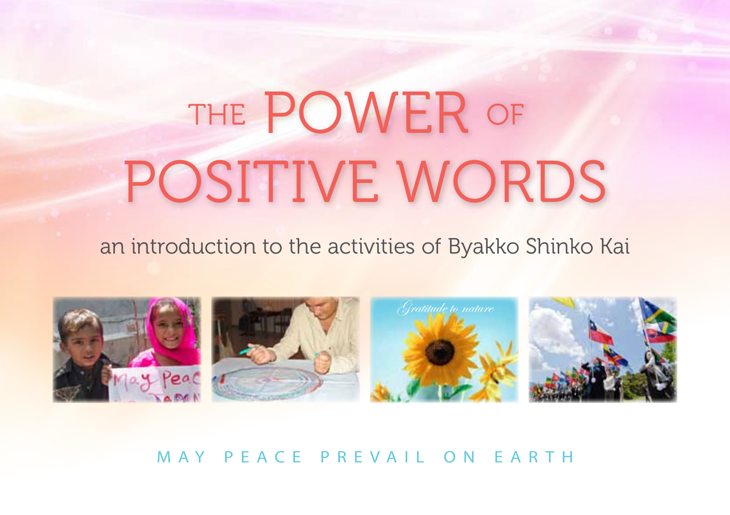# THE POWER OF POSITIVE WORDS

an introduction to the activities of Byakko Shinko Kai

MAY PEACE PREVAIL ON EARTH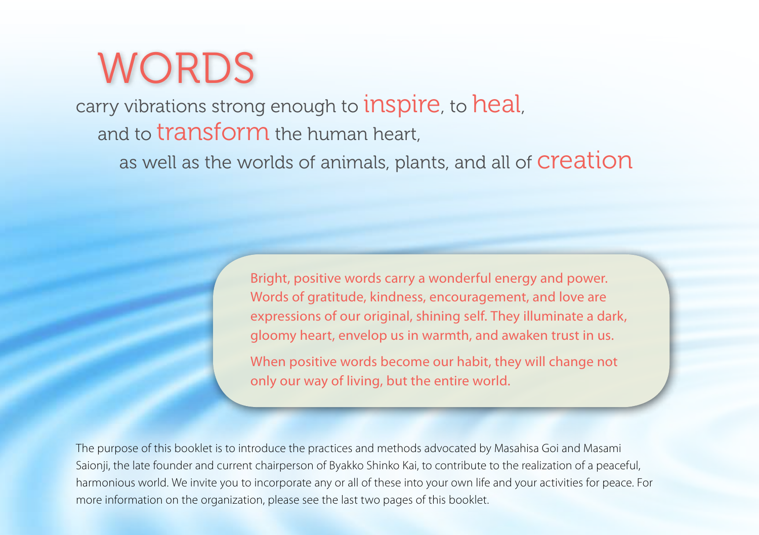# WORDS

carry vibrations strong enough to inspire, to heal,
and to transform the human heart,
as well as the worlds of animals, plants, and all of creation

Bright, positive words carry a wonderful energy and power. Words of gratitude, kindness, encouragement, and love are expressions of our original, shining self. They illuminate a dark, gloomy heart, envelop us in warmth, and awaken trust in us.

When positive words become our habit, they will change not only our way of living, but the entire world.

The purpose of this booklet is to introduce the practices and methods advocated by Masahisa Goi and Masami Saionji, the late founder and current chairperson of Byakko Shinko Kai, to contribute to the realization of a peaceful, harmonious world. We invite you to incorporate any or all of these into your own life and your activities for peace. For more information on the organization, please see the last two pages of this booklet.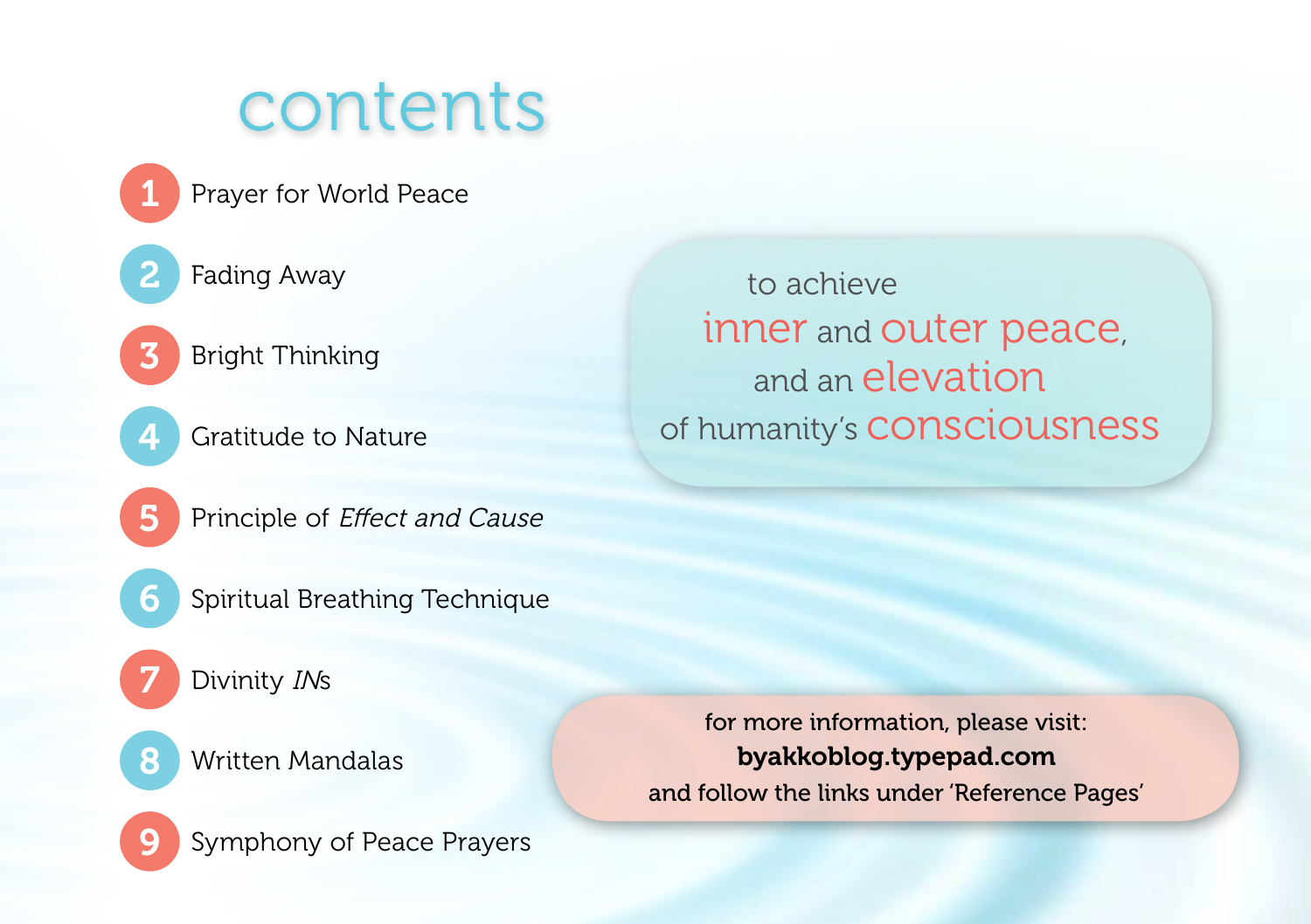# contents

1. Prayer for World Peace
2. Fading Away
3. Bright Thinking
4. Gratitude to Nature
5. Principle of *Effect and Cause*
6. Spiritual Breathing Technique
7. Divinity *IN*s
8. Written Mandalas
9. Symphony of Peace Prayers

to achieve
inner and outer peace,
and an elevation
of humanity's consciousness

for more information, please visit:
**byakkoblog.typepad.com**
and follow the links under 'Reference Pages'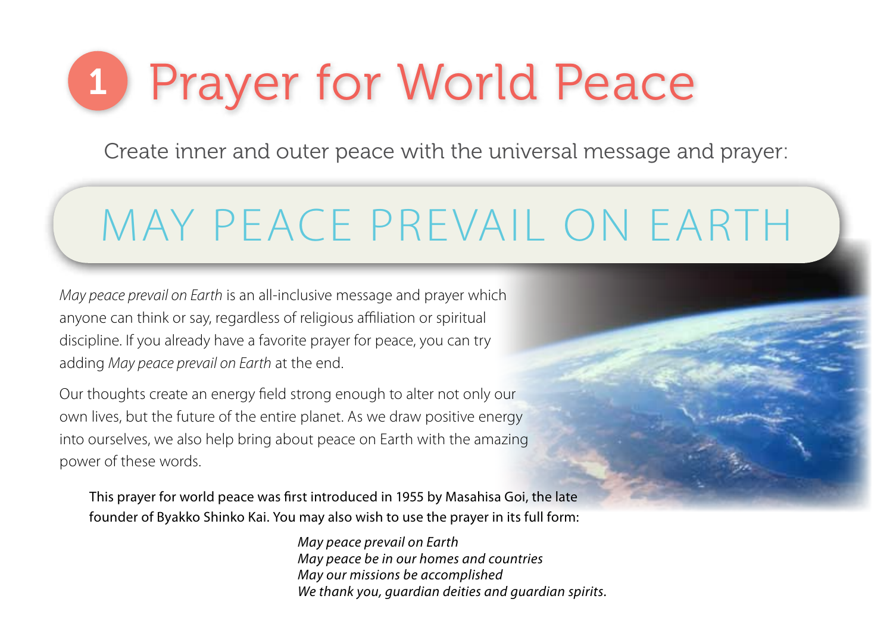# 1 Prayer for World Peace

Create inner and outer peace with the universal message and prayer:

## MAY PEACE PREVAIL ON EARTH

*May peace prevail on Earth* is an all-inclusive message and prayer which anyone can think or say, regardless of religious affiliation or spiritual discipline. If you already have a favorite prayer for peace, you can try adding *May peace prevail on Earth* at the end.

Our thoughts create an energy field strong enough to alter not only our own lives, but the future of the entire planet. As we draw positive energy into ourselves, we also help bring about peace on Earth with the amazing power of these words.

This prayer for world peace was first introduced in 1955 by Masahisa Goi, the late founder of Byakko Shinko Kai. You may also wish to use the prayer in its full form:

*May peace prevail on Earth*  
*May peace be in our homes and countries*  
*May our missions be accomplished*  
*We thank you, guardian deities and guardian spirits.*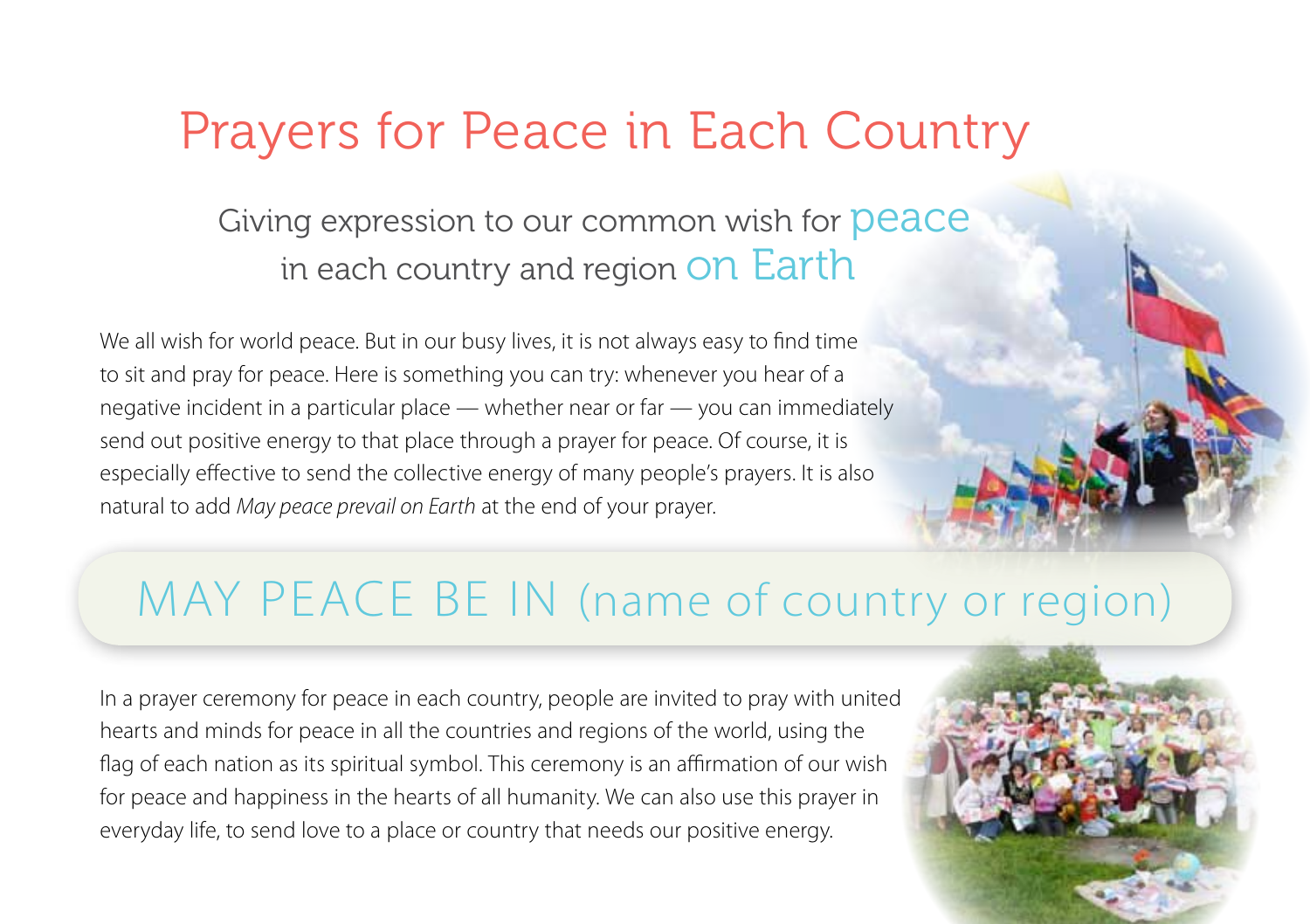# Prayers for Peace in Each Country

## Giving expression to our common wish for peace in each country and region on Earth

We all wish for world peace. But in our busy lives, it is not always easy to find time to sit and pray for peace. Here is something you can try: whenever you hear of a negative incident in a particular place — whether near or far — you can immediately send out positive energy to that place through a prayer for peace. Of course, it is especially effective to send the collective energy of many people's prayers. It is also natural to add *May peace prevail on Earth* at the end of your prayer.

## MAY PEACE BE IN (name of country or region)

In a prayer ceremony for peace in each country, people are invited to pray with united hearts and minds for peace in all the countries and regions of the world, using the flag of each nation as its spiritual symbol. This ceremony is an affirmation of our wish for peace and happiness in the hearts of all humanity. We can also use this prayer in everyday life, to send love to a place or country that needs our positive energy.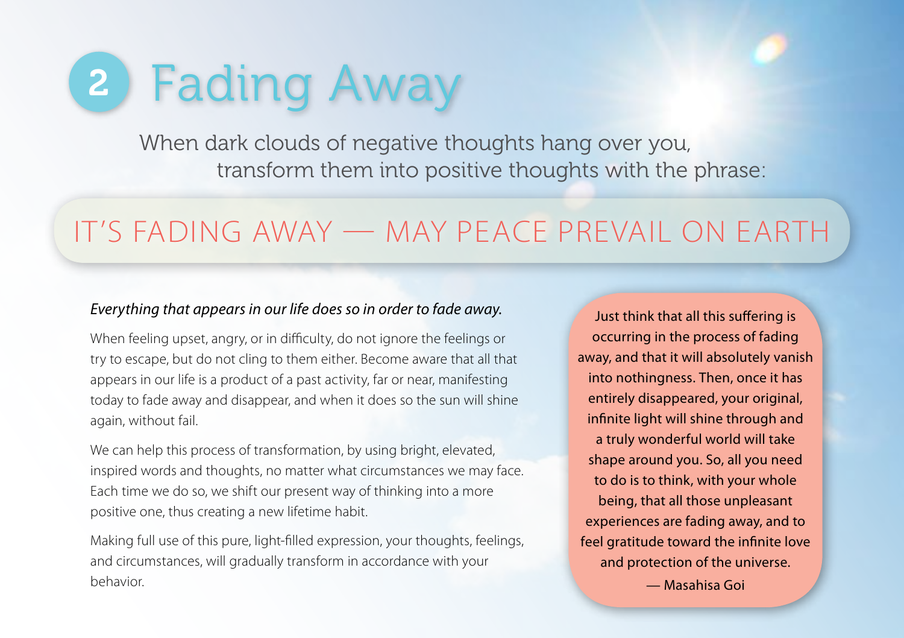# 2 Fading Away

When dark clouds of negative thoughts hang over you, transform them into positive thoughts with the phrase:

## IT'S FADING AWAY — MAY PEACE PREVAIL ON EARTH

*Everything that appears in our life does so in order to fade away.*

When feeling upset, angry, or in difficulty, do not ignore the feelings or try to escape, but do not cling to them either. Become aware that all that appears in our life is a product of a past activity, far or near, manifesting today to fade away and disappear, and when it does so the sun will shine again, without fail.

We can help this process of transformation, by using bright, elevated, inspired words and thoughts, no matter what circumstances we may face. Each time we do so, we shift our present way of thinking into a more positive one, thus creating a new lifetime habit.

Making full use of this pure, light-filled expression, your thoughts, feelings, and circumstances, will gradually transform in accordance with your behavior.

> Just think that all this suffering is occurring in the process of fading away, and that it will absolutely vanish into nothingness. Then, once it has entirely disappeared, your original, infinite light will shine through and a truly wonderful world will take shape around you. So, all you need to do is to think, with your whole being, that all those unpleasant experiences are fading away, and to feel gratitude toward the infinite love and protection of the universe.
>
> — Masahisa Goi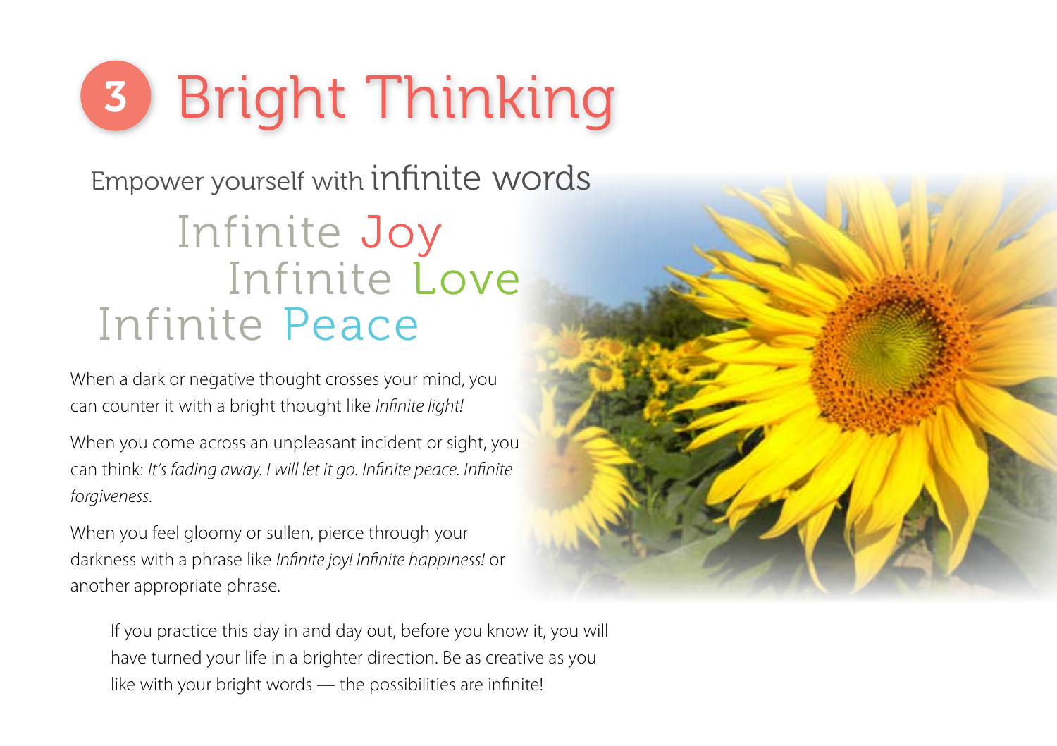# 3 Bright Thinking

## Empower yourself with infinite words

Infinite Joy
Infinite Love
Infinite Peace

When a dark or negative thought crosses your mind, you can counter it with a bright thought like *Infinite light!*

When you come across an unpleasant incident or sight, you can think: *It's fading away. I will let it go. Infinite peace. Infinite forgiveness.*

When you feel gloomy or sullen, pierce through your darkness with a phrase like *Infinite joy! Infinite happiness!* or another appropriate phrase.

If you practice this day in and day out, before you know it, you will have turned your life in a brighter direction. Be as creative as you like with your bright words — the possibilities are infinite!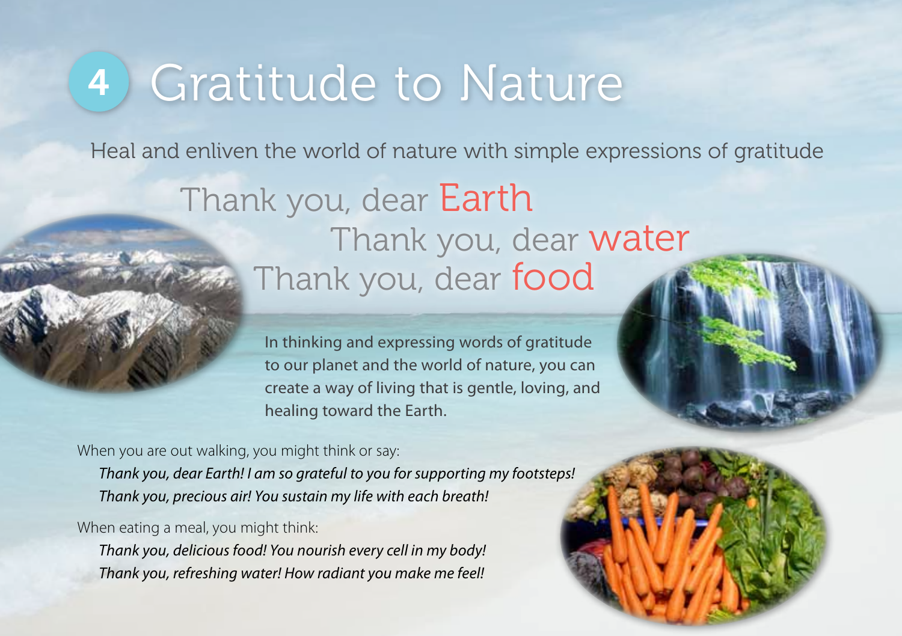# 4 Gratitude to Nature

Heal and enliven the world of nature with simple expressions of gratitude

Thank you, dear Earth

Thank you, dear water

Thank you, dear food

In thinking and expressing words of gratitude to our planet and the world of nature, you can create a way of living that is gentle, loving, and healing toward the Earth.

When you are out walking, you might think or say:

*Thank you, dear Earth! I am so grateful to you for supporting my footsteps!*
*Thank you, precious air! You sustain my life with each breath!*

When eating a meal, you might think:

*Thank you, delicious food! You nourish every cell in my body!*
*Thank you, refreshing water! How radiant you make me feel!*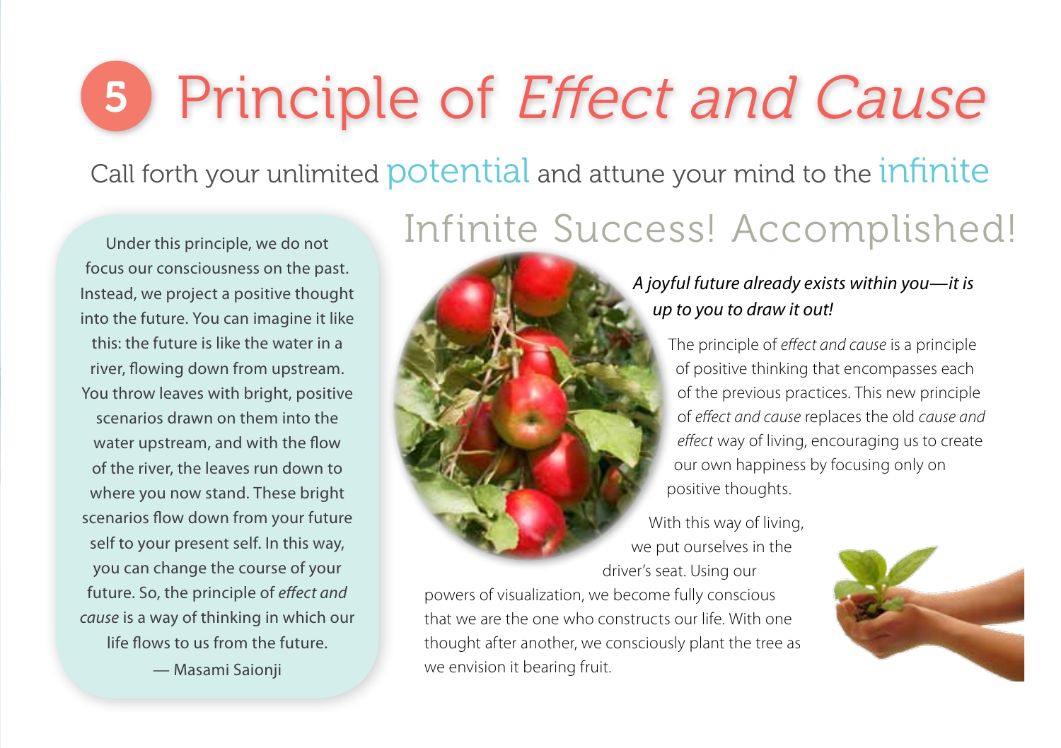# 5 Principle of *Effect and Cause*

Call forth your unlimited potential and attune your mind to the infinite

Under this principle, we do not focus our consciousness on the past. Instead, we project a positive thought into the future. You can imagine it like this: the future is like the water in a river, flowing down from upstream. You throw leaves with bright, positive scenarios drawn on them into the water upstream, and with the flow of the river, the leaves run down to where you now stand. These bright scenarios flow down from your future self to your present self. In this way, you can change the course of your future. So, the principle of *effect and cause* is a way of thinking in which our life flows to us from the future.

— Masami Saionji

## Infinite Success! Accomplished!

*A joyful future already exists within you—it is up to you to draw it out!*

The principle of *effect and cause* is a principle of positive thinking that encompasses each of the previous practices. This new principle of *effect and cause* replaces the old *cause and effect* way of living, encouraging us to create our own happiness by focusing only on positive thoughts.

With this way of living, we put ourselves in the driver's seat. Using our powers of visualization, we become fully conscious that we are the one who constructs our life. With one thought after another, we consciously plant the tree as we envision it bearing fruit.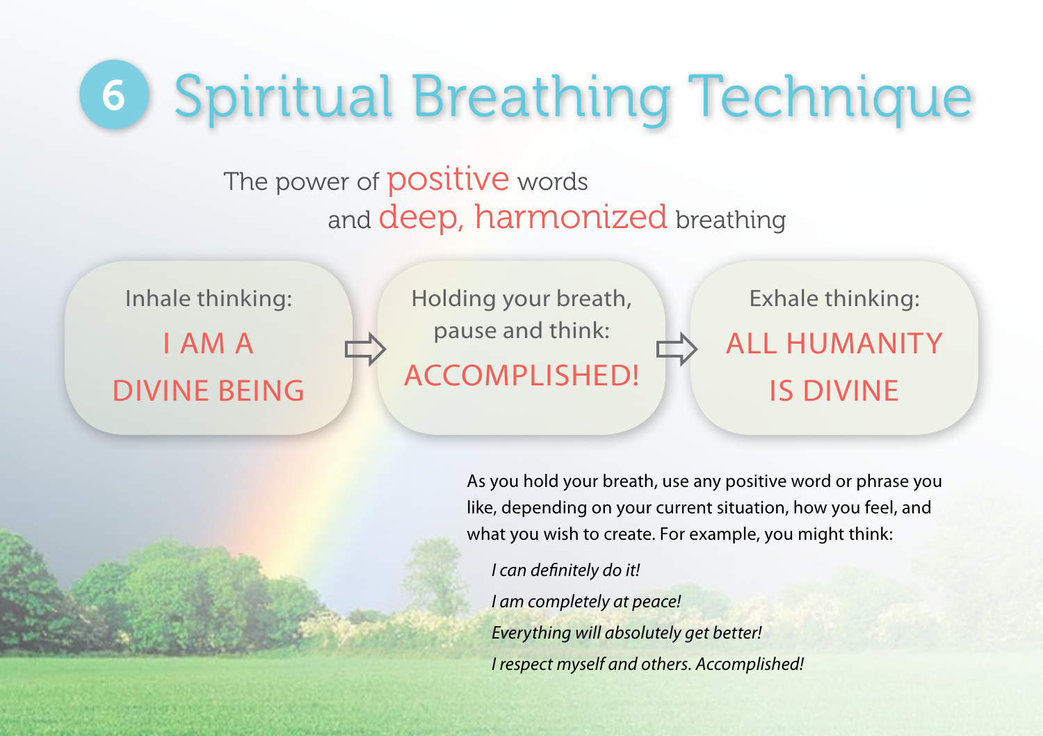# 6 Spiritual Breathing Technique

The power of positive words
and deep, harmonized breathing

Inhale thinking:
**I AM A DIVINE BEING**

⇨

Holding your breath, pause and think:
**ACCOMPLISHED!**

⇨

Exhale thinking:
**ALL HUMANITY IS DIVINE**

As you hold your breath, use any positive word or phrase you like, depending on your current situation, how you feel, and what you wish to create. For example, you might think:

*I can definitely do it!*

*I am completely at peace!*

*Everything will absolutely get better!*

*I respect myself and others. Accomplished!*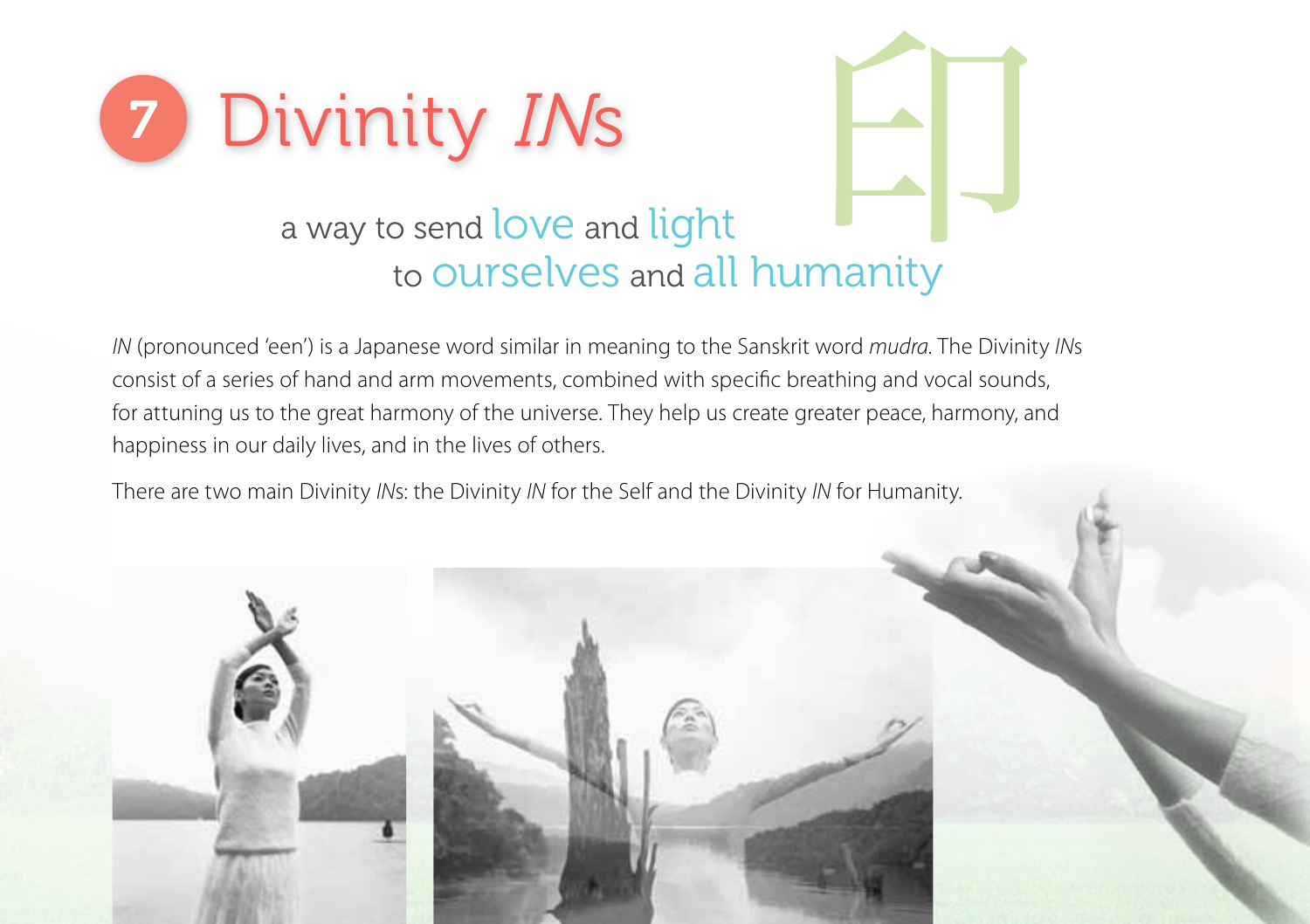# 7 Divinity *IN*s

印

a way to send love and light to ourselves and all humanity

*IN* (pronounced 'een') is a Japanese word similar in meaning to the Sanskrit word *mudra*. The Divinity *IN*s consist of a series of hand and arm movements, combined with specific breathing and vocal sounds, for attuning us to the great harmony of the universe. They help us create greater peace, harmony, and happiness in our daily lives, and in the lives of others.

There are two main Divinity *IN*s: the Divinity *IN* for the Self and the Divinity *IN* for Humanity.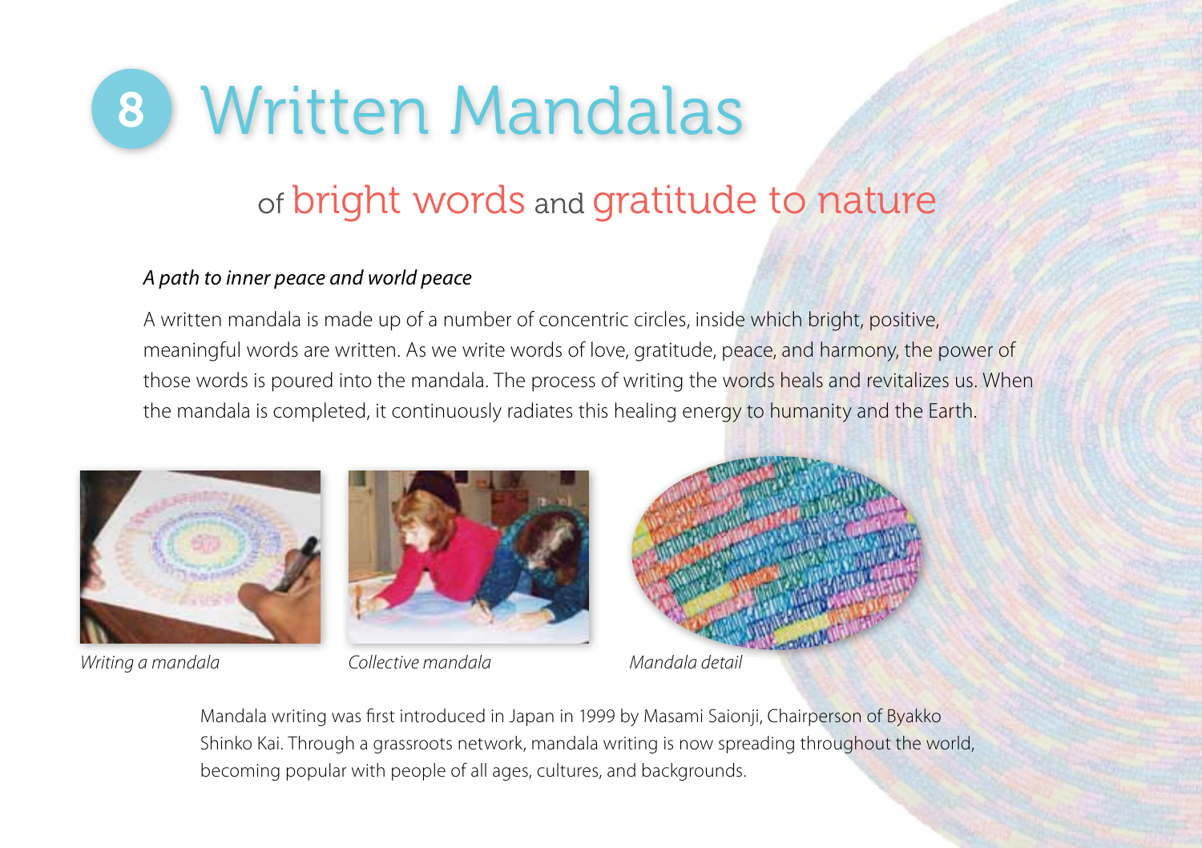# 8 Written Mandalas

## of bright words and gratitude to nature

*A path to inner peace and world peace*

A written mandala is made up of a number of concentric circles, inside which bright, positive, meaningful words are written. As we write words of love, gratitude, peace, and harmony, the power of those words is poured into the mandala. The process of writing the words heals and revitalizes us. When the mandala is completed, it continuously radiates this healing energy to humanity and the Earth.

*Writing a mandala*

*Collective mandala*

*Mandala detail*

Mandala writing was first introduced in Japan in 1999 by Masami Saionji, Chairperson of Byakko Shinko Kai. Through a grassroots network, mandala writing is now spreading throughout the world, becoming popular with people of all ages, cultures, and backgrounds.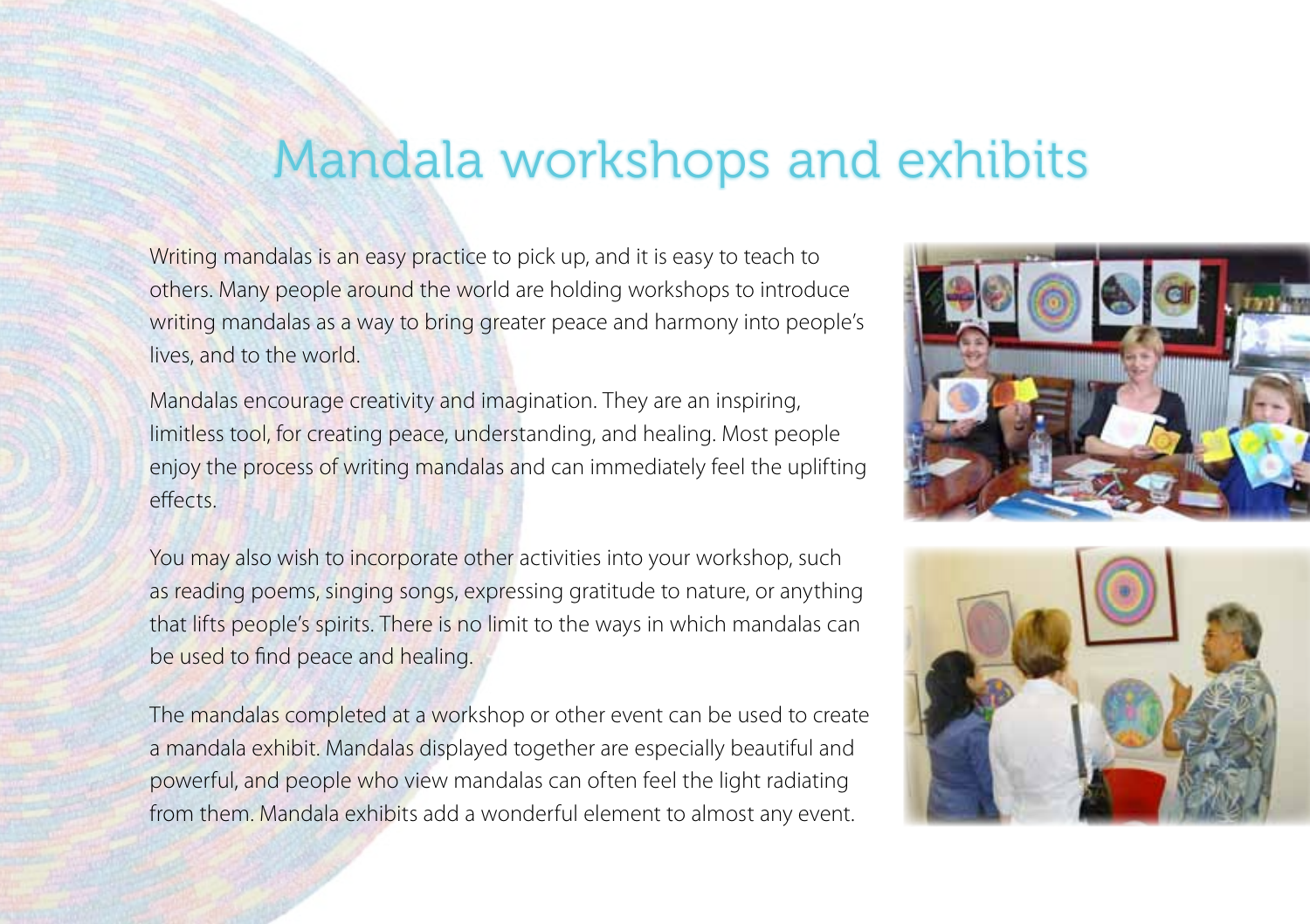# Mandala workshops and exhibits

Writing mandalas is an easy practice to pick up, and it is easy to teach to others. Many people around the world are holding workshops to introduce writing mandalas as a way to bring greater peace and harmony into people's lives, and to the world.

Mandalas encourage creativity and imagination. They are an inspiring, limitless tool, for creating peace, understanding, and healing. Most people enjoy the process of writing mandalas and can immediately feel the uplifting effects.

You may also wish to incorporate other activities into your workshop, such as reading poems, singing songs, expressing gratitude to nature, or anything that lifts people's spirits. There is no limit to the ways in which mandalas can be used to find peace and healing.

The mandalas completed at a workshop or other event can be used to create a mandala exhibit. Mandalas displayed together are especially beautiful and powerful, and people who view mandalas can often feel the light radiating from them. Mandala exhibits add a wonderful element to almost any event.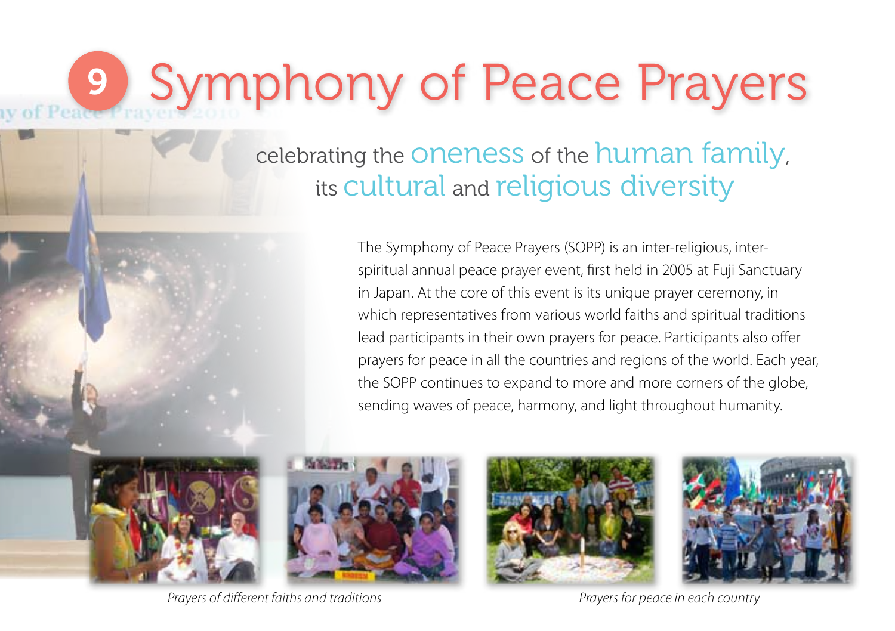# 9 Symphony of Peace Prayers

celebrating the oneness of the human family, its cultural and religious diversity

The Symphony of Peace Prayers (SOPP) is an inter-religious, inter-spiritual annual peace prayer event, first held in 2005 at Fuji Sanctuary in Japan. At the core of this event is its unique prayer ceremony, in which representatives from various world faiths and spiritual traditions lead participants in their own prayers for peace. Participants also offer prayers for peace in all the countries and regions of the world. Each year, the SOPP continues to expand to more and more corners of the globe, sending waves of peace, harmony, and light throughout humanity.

*Prayers of different faiths and traditions*

*Prayers for peace in each country*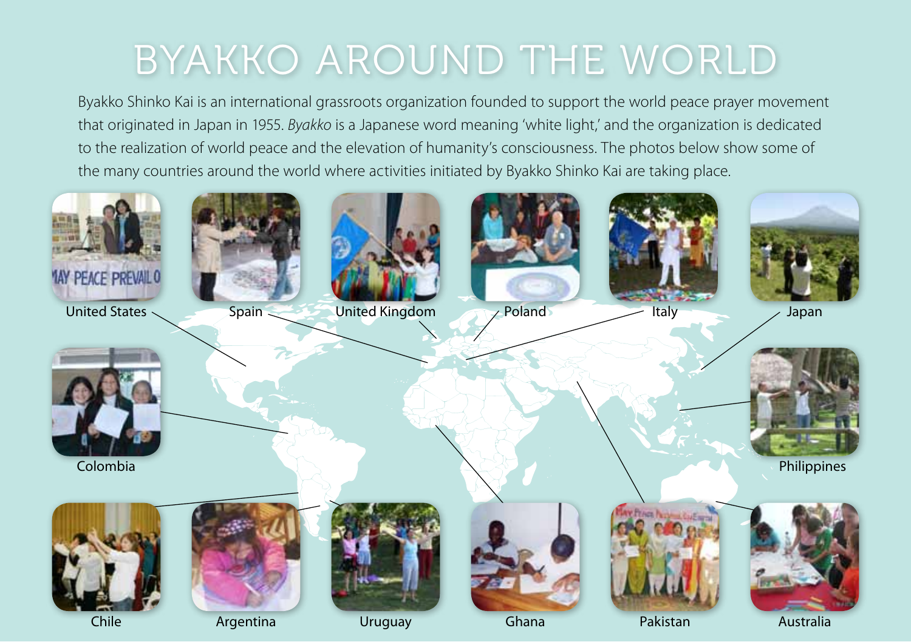# BYAKKO AROUND THE WORLD

Byakko Shinko Kai is an international grassroots organization founded to support the world peace prayer movement that originated in Japan in 1955. *Byakko* is a Japanese word meaning 'white light,' and the organization is dedicated to the realization of world peace and the elevation of humanity's consciousness. The photos below show some of the many countries around the world where activities initiated by Byakko Shinko Kai are taking place.

United States

Spain

United Kingdom

Poland

Italy

Japan

Colombia

Philippines

Chile

Argentina

Uruguay

Ghana

Pakistan

Australia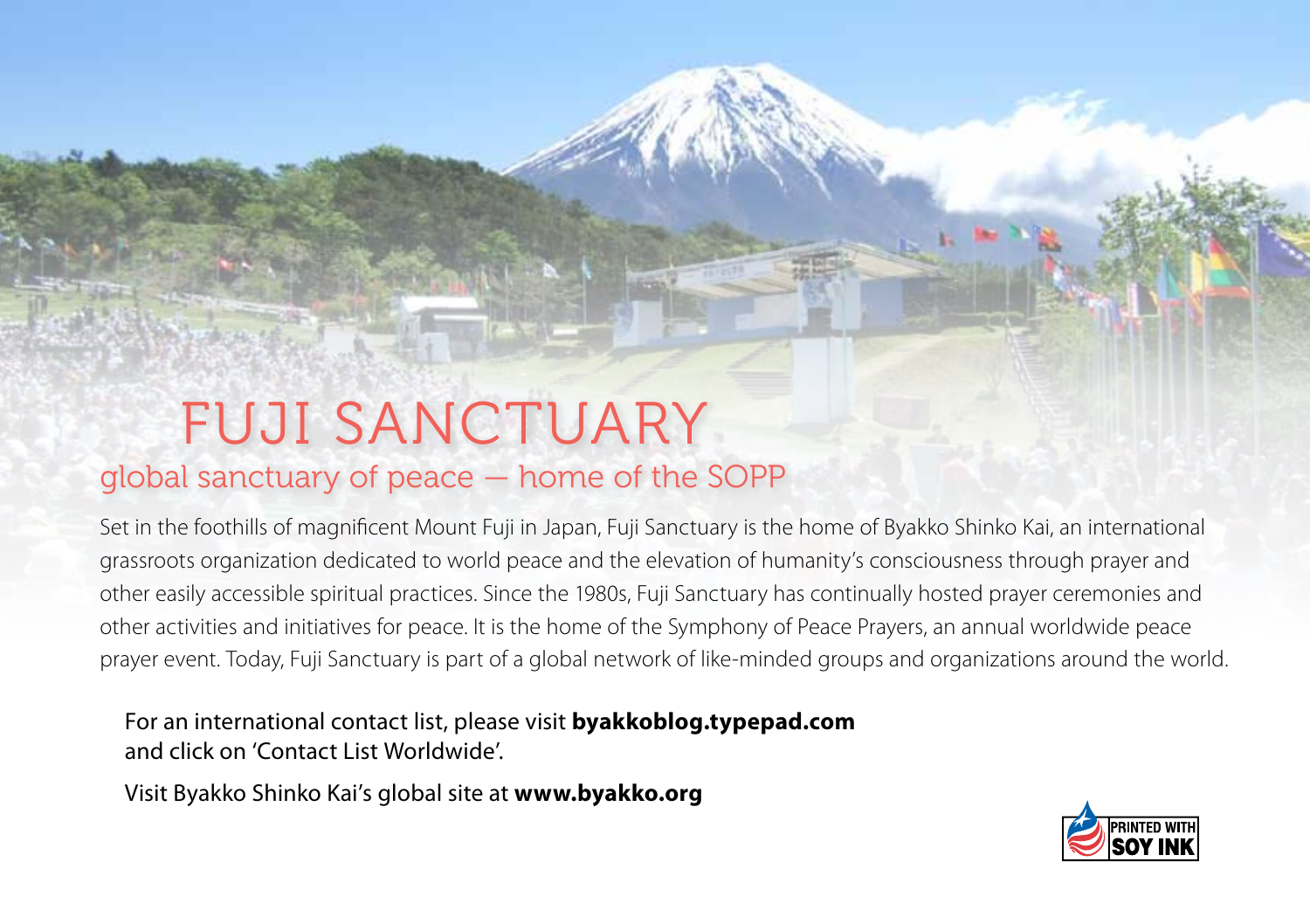# FUJI SANCTUARY

## global sanctuary of peace — home of the SOPP

Set in the foothills of magnificent Mount Fuji in Japan, Fuji Sanctuary is the home of Byakko Shinko Kai, an international grassroots organization dedicated to world peace and the elevation of humanity's consciousness through prayer and other easily accessible spiritual practices. Since the 1980s, Fuji Sanctuary has continually hosted prayer ceremonies and other activities and initiatives for peace. It is the home of the Symphony of Peace Prayers, an annual worldwide peace prayer event. Today, Fuji Sanctuary is part of a global network of like-minded groups and organizations around the world.

For an international contact list, please visit **byakkoblog.typepad.com** and click on 'Contact List Worldwide'.

Visit Byakko Shinko Kai's global site at **www.byakko.org**

PRINTED WITH SOY INK